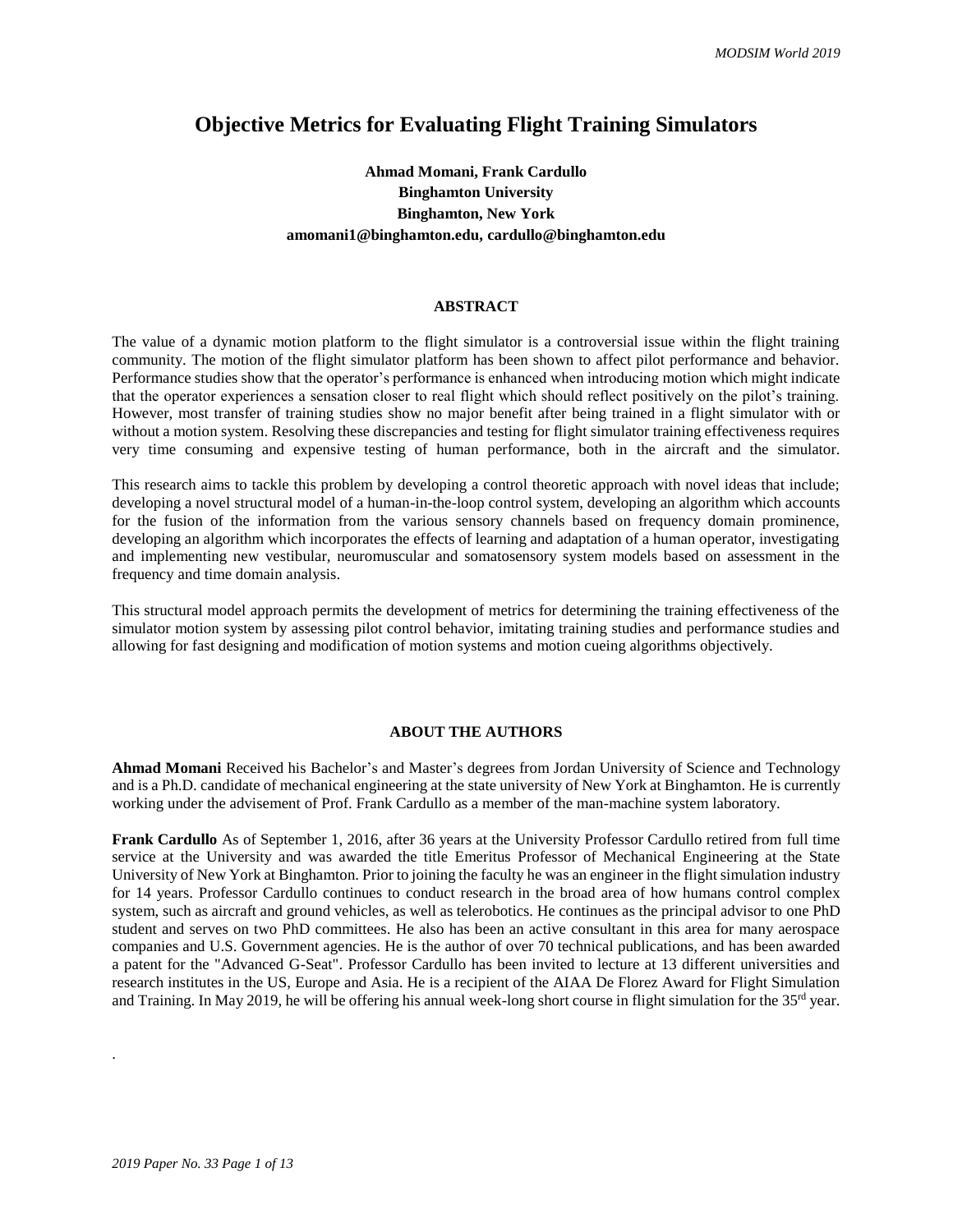# Objective Metrics for Evaluating Flight Training Simulators

**Ahmad Momani, Frank Cardullo**
**Binghamton University**
**Binghamton, New York**
**amomani1@binghamton.edu, cardullo@binghamton.edu**

## ABSTRACT

The value of a dynamic motion platform to the flight simulator is a controversial issue within the flight training community. The motion of the flight simulator platform has been shown to affect pilot performance and behavior. Performance studies show that the operator's performance is enhanced when introducing motion which might indicate that the operator experiences a sensation closer to real flight which should reflect positively on the pilot's training. However, most transfer of training studies show no major benefit after being trained in a flight simulator with or without a motion system. Resolving these discrepancies and testing for flight simulator training effectiveness requires very time consuming and expensive testing of human performance, both in the aircraft and the simulator.

This research aims to tackle this problem by developing a control theoretic approach with novel ideas that include; developing a novel structural model of a human-in-the-loop control system, developing an algorithm which accounts for the fusion of the information from the various sensory channels based on frequency domain prominence, developing an algorithm which incorporates the effects of learning and adaptation of a human operator, investigating and implementing new vestibular, neuromuscular and somatosensory system models based on assessment in the frequency and time domain analysis.

This structural model approach permits the development of metrics for determining the training effectiveness of the simulator motion system by assessing pilot control behavior, imitating training studies and performance studies and allowing for fast designing and modification of motion systems and motion cueing algorithms objectively.

## ABOUT THE AUTHORS

**Ahmad Momani** Received his Bachelor's and Master's degrees from Jordan University of Science and Technology and is a Ph.D. candidate of mechanical engineering at the state university of New York at Binghamton. He is currently working under the advisement of Prof. Frank Cardullo as a member of the man-machine system laboratory.

**Frank Cardullo** As of September 1, 2016, after 36 years at the University Professor Cardullo retired from full time service at the University and was awarded the title Emeritus Professor of Mechanical Engineering at the State University of New York at Binghamton. Prior to joining the faculty he was an engineer in the flight simulation industry for 14 years. Professor Cardullo continues to conduct research in the broad area of how humans control complex system, such as aircraft and ground vehicles, as well as telerobotics. He continues as the principal advisor to one PhD student and serves on two PhD committees. He also has been an active consultant in this area for many aerospace companies and U.S. Government agencies. He is the author of over 70 technical publications, and has been awarded a patent for the "Advanced G-Seat". Professor Cardullo has been invited to lecture at 13 different universities and research institutes in the US, Europe and Asia. He is a recipient of the AIAA De Florez Award for Flight Simulation and Training. In May 2019, he will be offering his annual week-long short course in flight simulation for the 35th year.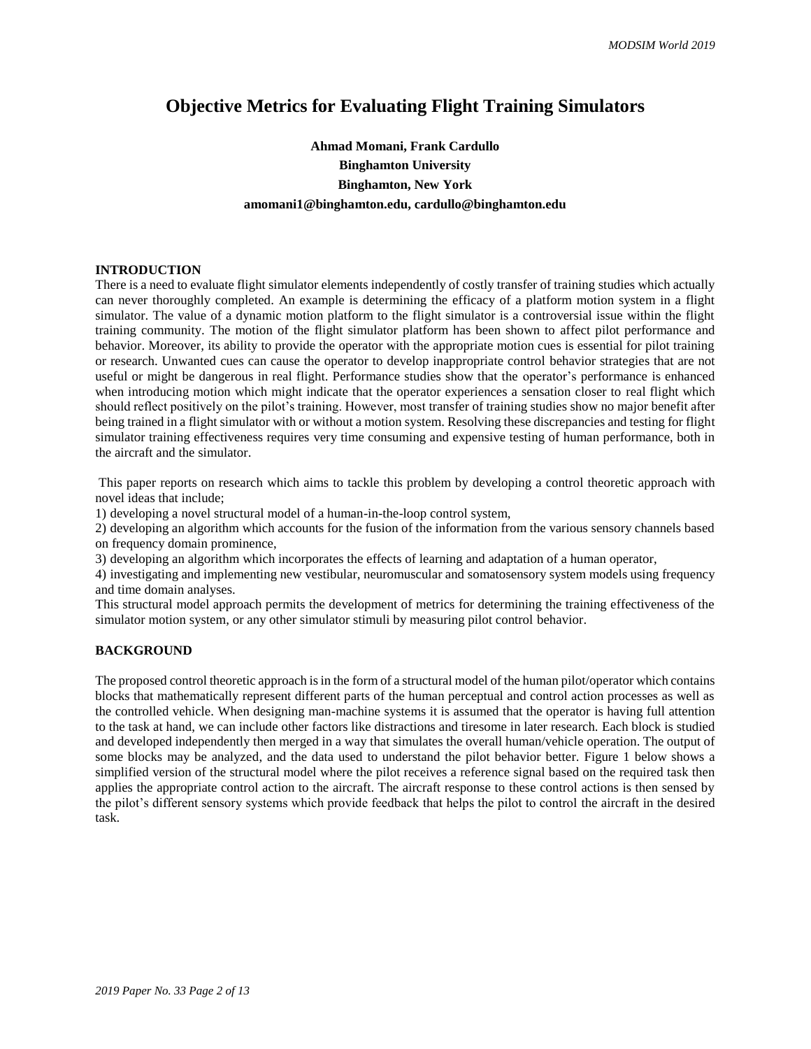# Objective Metrics for Evaluating Flight Training Simulators

**Ahmad Momani, Frank Cardullo**
**Binghamton University**
**Binghamton, New York**
**amomani1@binghamton.edu, cardullo@binghamton.edu**

## INTRODUCTION

There is a need to evaluate flight simulator elements independently of costly transfer of training studies which actually can never thoroughly completed. An example is determining the efficacy of a platform motion system in a flight simulator. The value of a dynamic motion platform to the flight simulator is a controversial issue within the flight training community. The motion of the flight simulator platform has been shown to affect pilot performance and behavior. Moreover, its ability to provide the operator with the appropriate motion cues is essential for pilot training or research. Unwanted cues can cause the operator to develop inappropriate control behavior strategies that are not useful or might be dangerous in real flight. Performance studies show that the operator's performance is enhanced when introducing motion which might indicate that the operator experiences a sensation closer to real flight which should reflect positively on the pilot's training. However, most transfer of training studies show no major benefit after being trained in a flight simulator with or without a motion system. Resolving these discrepancies and testing for flight simulator training effectiveness requires very time consuming and expensive testing of human performance, both in the aircraft and the simulator.

This paper reports on research which aims to tackle this problem by developing a control theoretic approach with novel ideas that include;

1) developing a novel structural model of a human-in-the-loop control system,
2) developing an algorithm which accounts for the fusion of the information from the various sensory channels based on frequency domain prominence,
3) developing an algorithm which incorporates the effects of learning and adaptation of a human operator,
4) investigating and implementing new vestibular, neuromuscular and somatosensory system models using frequency and time domain analyses.

This structural model approach permits the development of metrics for determining the training effectiveness of the simulator motion system, or any other simulator stimuli by measuring pilot control behavior.

## BACKGROUND

The proposed control theoretic approach is in the form of a structural model of the human pilot/operator which contains blocks that mathematically represent different parts of the human perceptual and control action processes as well as the controlled vehicle. When designing man-machine systems it is assumed that the operator is having full attention to the task at hand, we can include other factors like distractions and tiresome in later research. Each block is studied and developed independently then merged in a way that simulates the overall human/vehicle operation. The output of some blocks may be analyzed, and the data used to understand the pilot behavior better. Figure 1 below shows a simplified version of the structural model where the pilot receives a reference signal based on the required task then applies the appropriate control action to the aircraft. The aircraft response to these control actions is then sensed by the pilot's different sensory systems which provide feedback that helps the pilot to control the aircraft in the desired task.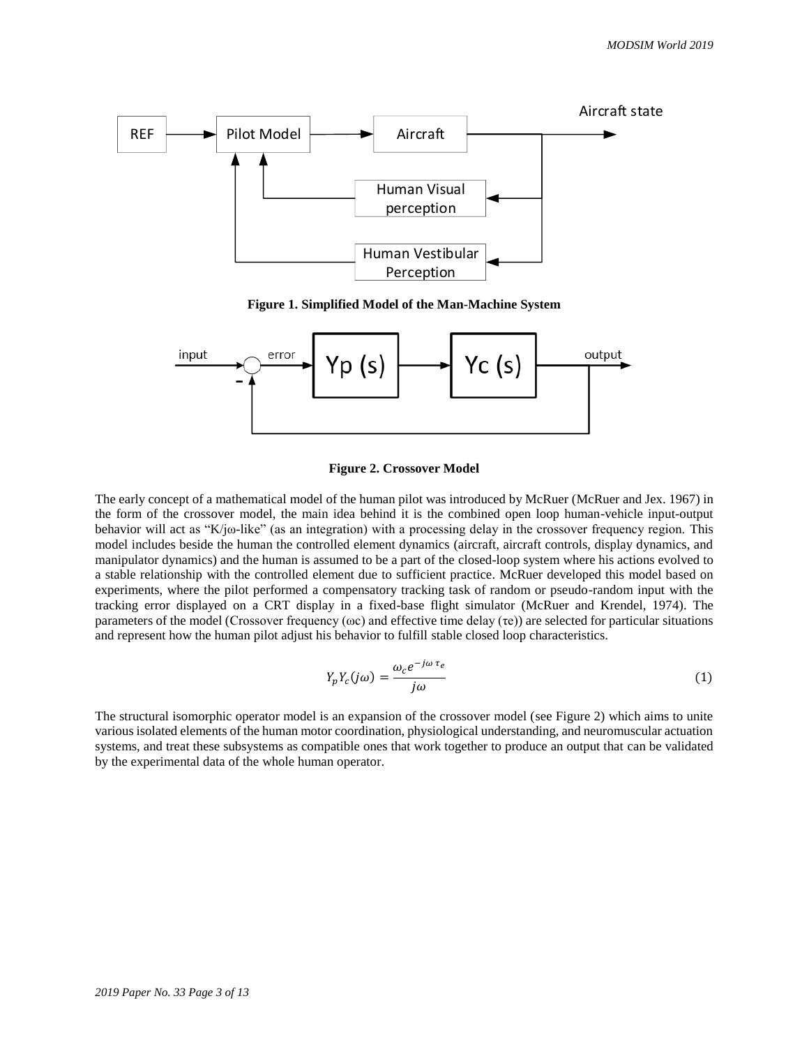**Figure 1. Simplified Model of the Man-Machine System**

**Figure 2. Crossover Model**

The early concept of a mathematical model of the human pilot was introduced by McRuer (McRuer and Jex. 1967) in the form of the crossover model, the main idea behind it is the combined open loop human-vehicle input-output behavior will act as "K/jω-like" (as an integration) with a processing delay in the crossover frequency region. This model includes beside the human the controlled element dynamics (aircraft, aircraft controls, display dynamics, and manipulator dynamics) and the human is assumed to be a part of the closed-loop system where his actions evolved to a stable relationship with the controlled element due to sufficient practice. McRuer developed this model based on experiments, where the pilot performed a compensatory tracking task of random or pseudo-random input with the tracking error displayed on a CRT display in a fixed-base flight simulator (McRuer and Krendel, 1974). The parameters of the model (Crossover frequency ($\omega c$) and effective time delay ($\tau e$)) are selected for particular situations and represent how the human pilot adjust his behavior to fulfill stable closed loop characteristics.

$$Y_p Y_c(j\omega) = \frac{\omega_c e^{-j\omega\, \tau_e}}{j\omega} \tag{1}$$

The structural isomorphic operator model is an expansion of the crossover model (see Figure 2) which aims to unite various isolated elements of the human motor coordination, physiological understanding, and neuromuscular actuation systems, and treat these subsystems as compatible ones that work together to produce an output that can be validated by the experimental data of the whole human operator.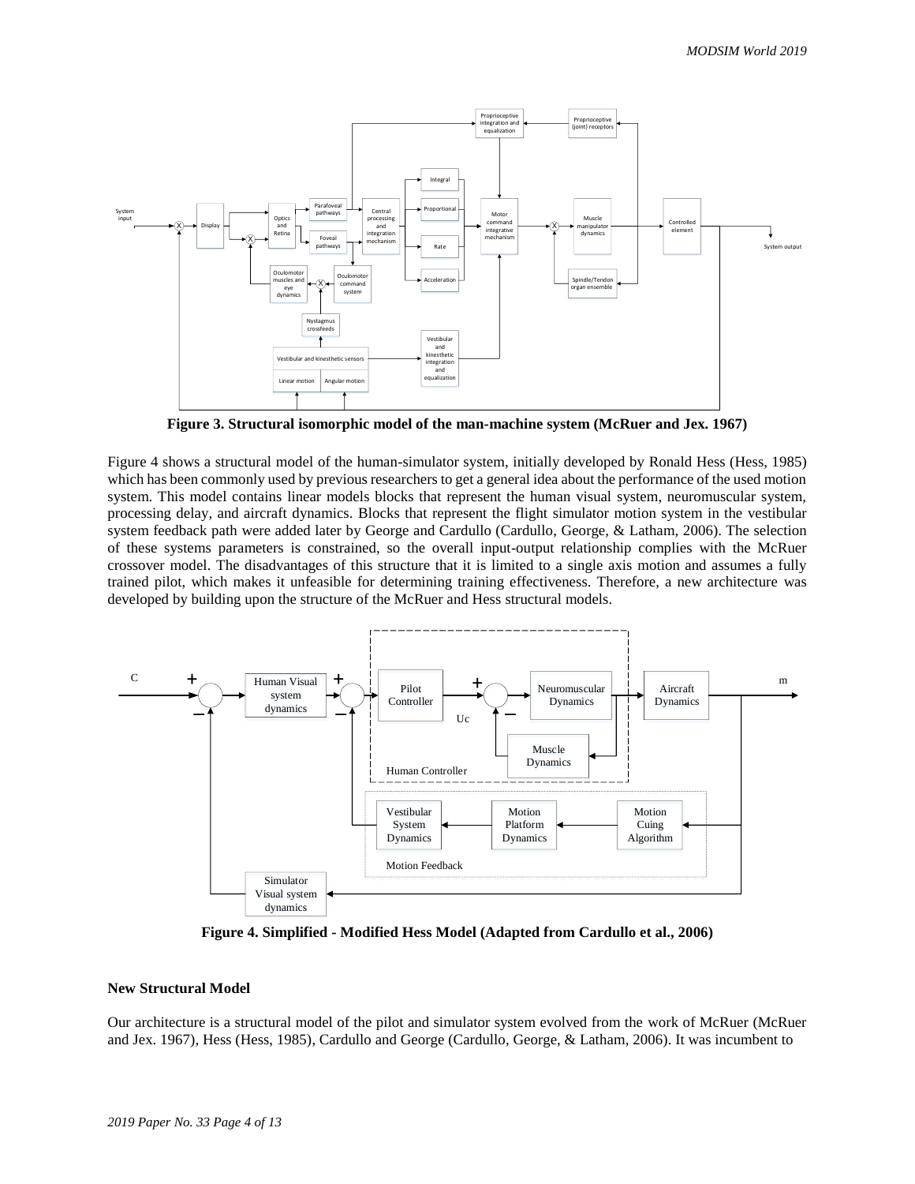**Figure 3. Structural isomorphic model of the man-machine system (McRuer and Jex. 1967)**

Figure 4 shows a structural model of the human-simulator system, initially developed by Ronald Hess (Hess, 1985) which has been commonly used by previous researchers to get a general idea about the performance of the used motion system. This model contains linear models blocks that represent the human visual system, neuromuscular system, processing delay, and aircraft dynamics. Blocks that represent the flight simulator motion system in the vestibular system feedback path were added later by George and Cardullo (Cardullo, George, & Latham, 2006). The selection of these systems parameters is constrained, so the overall input-output relationship complies with the McRuer crossover model. The disadvantages of this structure that it is limited to a single axis motion and assumes a fully trained pilot, which makes it unfeasible for determining training effectiveness. Therefore, a new architecture was developed by building upon the structure of the McRuer and Hess structural models.

**Figure 4. Simplified - Modified Hess Model (Adapted from Cardullo et al., 2006)**

## New Structural Model

Our architecture is a structural model of the pilot and simulator system evolved from the work of McRuer (McRuer and Jex. 1967), Hess (Hess, 1985), Cardullo and George (Cardullo, George, & Latham, 2006). It was incumbent to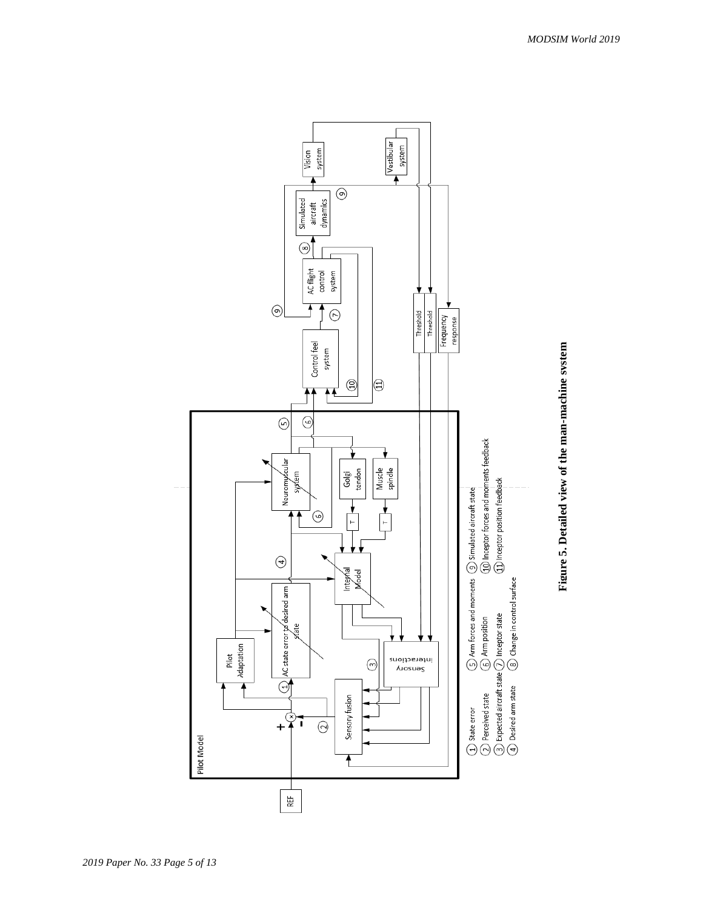**Figure 5. Detailed view of the man-machine system**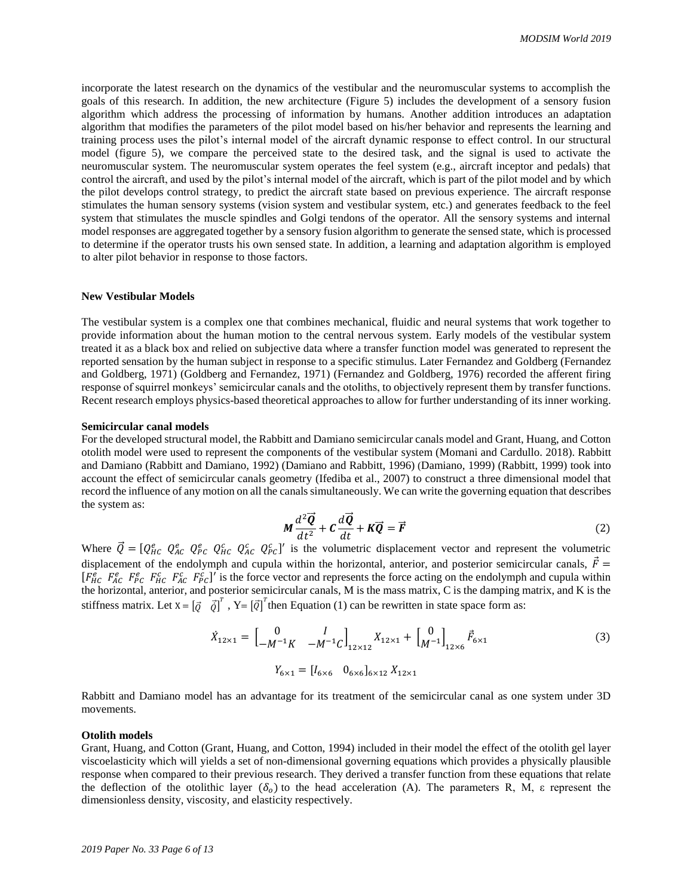incorporate the latest research on the dynamics of the vestibular and the neuromuscular systems to accomplish the goals of this research. In addition, the new architecture (Figure 5) includes the development of a sensory fusion algorithm which address the processing of information by humans. Another addition introduces an adaptation algorithm that modifies the parameters of the pilot model based on his/her behavior and represents the learning and training process uses the pilot's internal model of the aircraft dynamic response to effect control. In our structural model (figure 5), we compare the perceived state to the desired task, and the signal is used to activate the neuromuscular system. The neuromuscular system operates the feel system (e.g., aircraft inceptor and pedals) that control the aircraft, and used by the pilot's internal model of the aircraft, which is part of the pilot model and by which the pilot develops control strategy, to predict the aircraft state based on previous experience. The aircraft response stimulates the human sensory systems (vision system and vestibular system, etc.) and generates feedback to the feel system that stimulates the muscle spindles and Golgi tendons of the operator. All the sensory systems and internal model responses are aggregated together by a sensory fusion algorithm to generate the sensed state, which is processed to determine if the operator trusts his own sensed state. In addition, a learning and adaptation algorithm is employed to alter pilot behavior in response to those factors.

## New Vestibular Models

The vestibular system is a complex one that combines mechanical, fluidic and neural systems that work together to provide information about the human motion to the central nervous system. Early models of the vestibular system treated it as a black box and relied on subjective data where a transfer function model was generated to represent the reported sensation by the human subject in response to a specific stimulus. Later Fernandez and Goldberg (Fernandez and Goldberg, 1971) (Goldberg and Fernandez, 1971) (Fernandez and Goldberg, 1976) recorded the afferent firing response of squirrel monkeys' semicircular canals and the otoliths, to objectively represent them by transfer functions. Recent research employs physics-based theoretical approaches to allow for further understanding of its inner working.

### Semicircular canal models

For the developed structural model, the Rabbitt and Damiano semicircular canals model and Grant, Huang, and Cotton otolith model were used to represent the components of the vestibular system (Momani and Cardullo. 2018). Rabbitt and Damiano (Rabbitt and Damiano, 1992) (Damiano and Rabbitt, 1996) (Damiano, 1999) (Rabbitt, 1999) took into account the effect of semicircular canals geometry (Ifediba et al., 2007) to construct a three dimensional model that record the influence of any motion on all the canals simultaneously. We can write the governing equation that describes the system as:

$$\boldsymbol{M}\frac{d^2\vec{\boldsymbol{Q}}}{dt^2} + \boldsymbol{C}\frac{d\vec{\boldsymbol{Q}}}{dt} + \boldsymbol{K}\vec{\boldsymbol{Q}} = \vec{\boldsymbol{F}} \tag{2}$$

Where $\vec{Q} = [Q^e_{HC}\ Q^e_{AC}\ Q^e_{PC}\ Q^c_{HC}\ Q^c_{AC}\ Q^c_{PC}]'$ is the volumetric displacement vector and represent the volumetric displacement of the endolymph and cupula within the horizontal, anterior, and posterior semicircular canals, $\vec{F} = [F^e_{HC}\ F^e_{AC}\ F^e_{PC}\ F^c_{HC}\ F^c_{AC}\ F^c_{PC}]'$ is the force vector and represents the force acting on the endolymph and cupula within the horizontal, anterior, and posterior semicircular canals, M is the mass matrix, C is the damping matrix, and K is the stiffness matrix. Let $X = [\vec{Q}\ \ \dot{\vec{Q}}]^T$, $Y = [\vec{Q}]^T$ then Equation (1) can be rewritten in state space form as:

$$\dot{X}_{12\times1} = \begin{bmatrix} 0 & I \\ -M^{-1}K & -M^{-1}C \end{bmatrix}_{12\times12} X_{12\times1} + \begin{bmatrix} 0 \\ M^{-1} \end{bmatrix}_{12\times6} \vec{F}_{6\times1} \tag{3}$$

$$Y_{6\times1} = [I_{6\times6}\quad 0_{6\times6}]_{6\times12}\, X_{12\times1}$$

Rabbitt and Damiano model has an advantage for its treatment of the semicircular canal as one system under 3D movements.

### Otolith models

Grant, Huang, and Cotton (Grant, Huang, and Cotton, 1994) included in their model the effect of the otolith gel layer viscoelasticity which will yields a set of non-dimensional governing equations which provides a physically plausible response when compared to their previous research. They derived a transfer function from these equations that relate the deflection of the otolithic layer ($\delta_o$) to the head acceleration (A). The parameters R, M, ε represent the dimensionless density, viscosity, and elasticity respectively.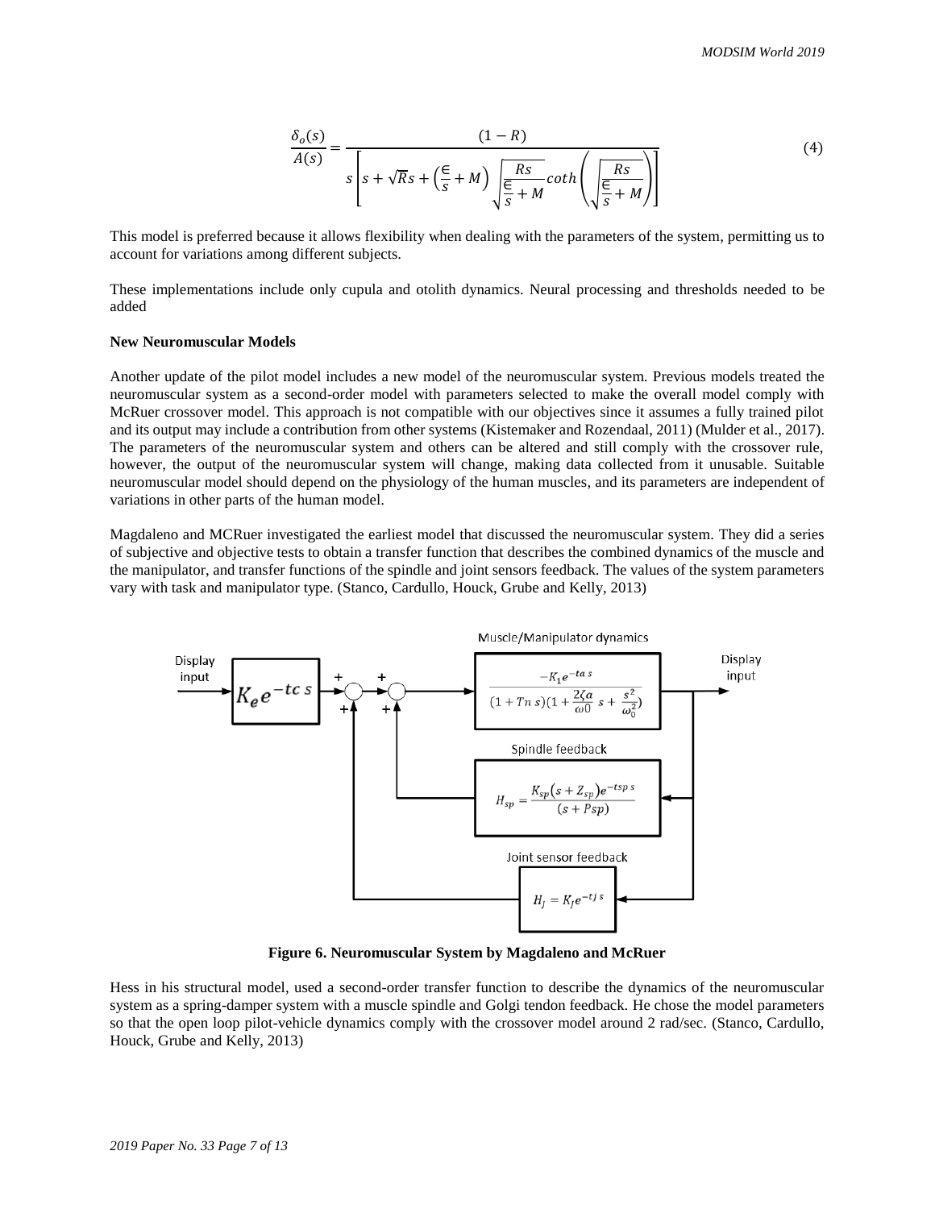$$\frac{\delta_o(s)}{A(s)} = \frac{(1-R)}{s\left[s+\sqrt{R}s+\left(\frac{\in}{s}+M\right)\sqrt{\frac{Rs}{\frac{\in}{s}+M}}coth\left(\sqrt{\frac{Rs}{\frac{\in}{s}+M}}\right)\right]} \tag{4}$$

This model is preferred because it allows flexibility when dealing with the parameters of the system, permitting us to account for variations among different subjects.

These implementations include only cupula and otolith dynamics. Neural processing and thresholds needed to be added

**New Neuromuscular Models**

Another update of the pilot model includes a new model of the neuromuscular system. Previous models treated the neuromuscular system as a second-order model with parameters selected to make the overall model comply with McRuer crossover model. This approach is not compatible with our objectives since it assumes a fully trained pilot and its output may include a contribution from other systems (Kistemaker and Rozendaal, 2011) (Mulder et al., 2017). The parameters of the neuromuscular system and others can be altered and still comply with the crossover rule, however, the output of the neuromuscular system will change, making data collected from it unusable. Suitable neuromuscular model should depend on the physiology of the human muscles, and its parameters are independent of variations in other parts of the human model.

Magdaleno and MCRuer investigated the earliest model that discussed the neuromuscular system. They did a series of subjective and objective tests to obtain a transfer function that describes the combined dynamics of the muscle and the manipulator, and transfer functions of the spindle and joint sensors feedback. The values of the system parameters vary with task and manipulator type. (Stanco, Cardullo, Houck, Grube and Kelly, 2013)

**Figure 6. Neuromuscular System by Magdaleno and McRuer**

Hess in his structural model, used a second-order transfer function to describe the dynamics of the neuromuscular system as a spring-damper system with a muscle spindle and Golgi tendon feedback. He chose the model parameters so that the open loop pilot-vehicle dynamics comply with the crossover model around 2 rad/sec. (Stanco, Cardullo, Houck, Grube and Kelly, 2013)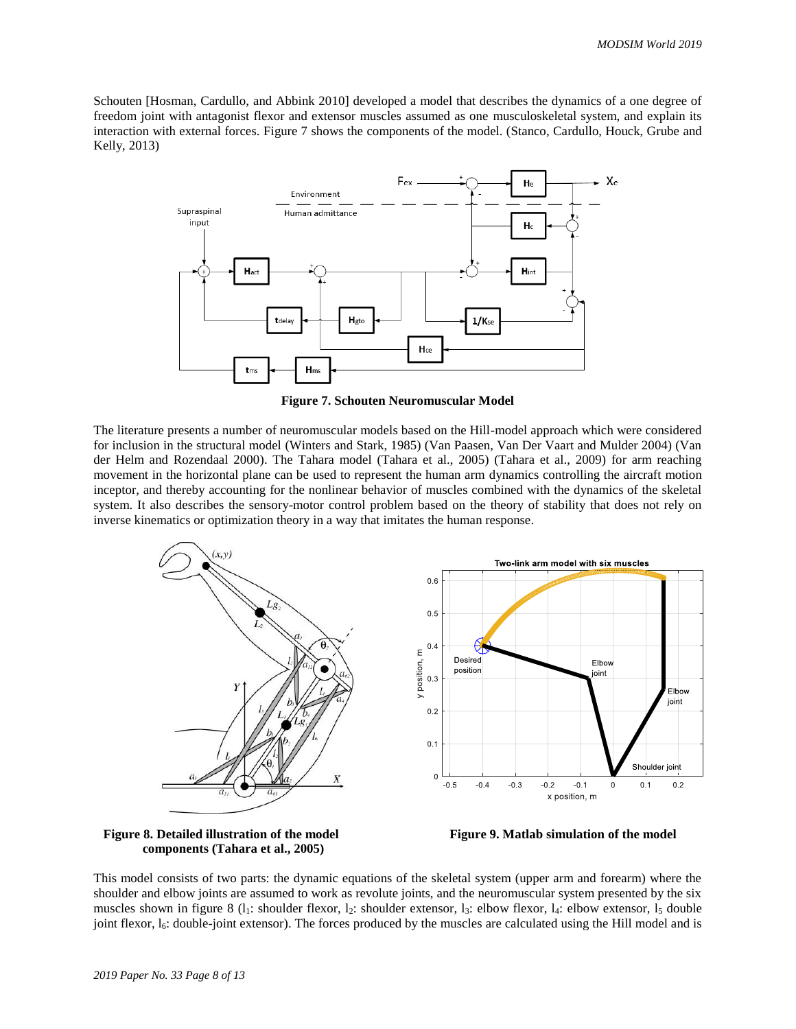Schouten [Hosman, Cardullo, and Abbink 2010] developed a model that describes the dynamics of a one degree of freedom joint with antagonist flexor and extensor muscles assumed as one musculoskeletal system, and explain its interaction with external forces. Figure 7 shows the components of the model. (Stanco, Cardullo, Houck, Grube and Kelly, 2013)

**Figure 7. Schouten Neuromuscular Model**

The literature presents a number of neuromuscular models based on the Hill-model approach which were considered for inclusion in the structural model (Winters and Stark, 1985) (Van Paasen, Van Der Vaart and Mulder 2004) (Van der Helm and Rozendaal 2000). The Tahara model (Tahara et al., 2005) (Tahara et al., 2009) for arm reaching movement in the horizontal plane can be used to represent the human arm dynamics controlling the aircraft motion inceptor, and thereby accounting for the nonlinear behavior of muscles combined with the dynamics of the skeletal system. It also describes the sensory-motor control problem based on the theory of stability that does not rely on inverse kinematics or optimization theory in a way that imitates the human response.

**Figure 8. Detailed illustration of the model components (Tahara et al., 2005)**

**Figure 9. Matlab simulation of the model**

This model consists of two parts: the dynamic equations of the skeletal system (upper arm and forearm) where the shoulder and elbow joints are assumed to work as revolute joints, and the neuromuscular system presented by the six muscles shown in figure 8 ($l_1$: shoulder flexor, $l_2$: shoulder extensor, $l_3$: elbow flexor, $l_4$: elbow extensor, $l_5$ double joint flexor, $l_6$: double-joint extensor). The forces produced by the muscles are calculated using the Hill model and is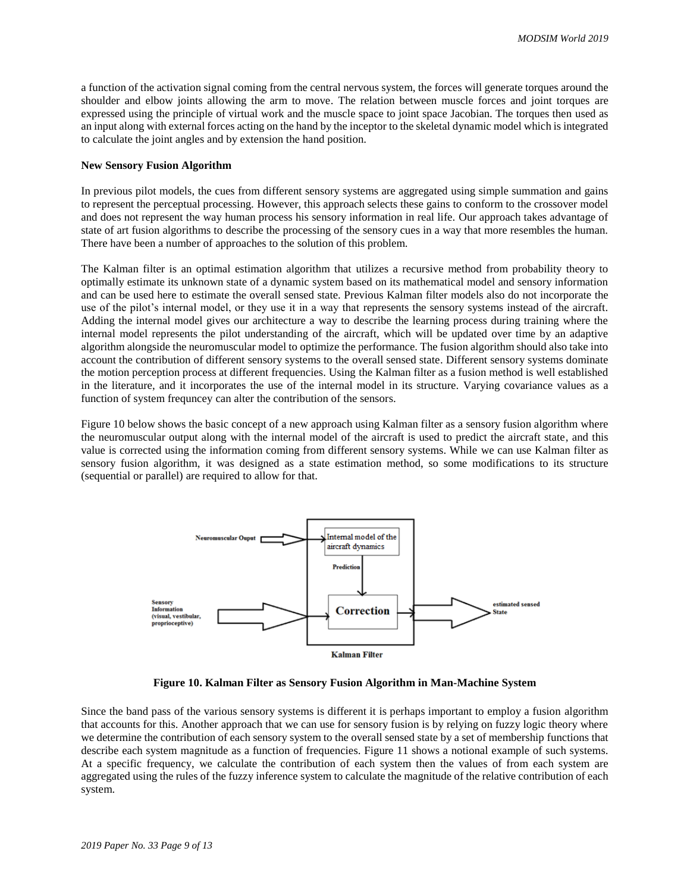a function of the activation signal coming from the central nervous system, the forces will generate torques around the shoulder and elbow joints allowing the arm to move. The relation between muscle forces and joint torques are expressed using the principle of virtual work and the muscle space to joint space Jacobian. The torques then used as an input along with external forces acting on the hand by the inceptor to the skeletal dynamic model which is integrated to calculate the joint angles and by extension the hand position.

**New Sensory Fusion Algorithm**

In previous pilot models, the cues from different sensory systems are aggregated using simple summation and gains to represent the perceptual processing. However, this approach selects these gains to conform to the crossover model and does not represent the way human process his sensory information in real life. Our approach takes advantage of state of art fusion algorithms to describe the processing of the sensory cues in a way that more resembles the human. There have been a number of approaches to the solution of this problem.

The Kalman filter is an optimal estimation algorithm that utilizes a recursive method from probability theory to optimally estimate its unknown state of a dynamic system based on its mathematical model and sensory information and can be used here to estimate the overall sensed state. Previous Kalman filter models also do not incorporate the use of the pilot's internal model, or they use it in a way that represents the sensory systems instead of the aircraft. Adding the internal model gives our architecture a way to describe the learning process during training where the internal model represents the pilot understanding of the aircraft, which will be updated over time by an adaptive algorithm alongside the neuromuscular model to optimize the performance. The fusion algorithm should also take into account the contribution of different sensory systems to the overall sensed state. Different sensory systems dominate the motion perception process at different frequencies. Using the Kalman filter as a fusion method is well established in the literature, and it incorporates the use of the internal model in its structure. Varying covariance values as a function of system frequncey can alter the contribution of the sensors.

Figure 10 below shows the basic concept of a new approach using Kalman filter as a sensory fusion algorithm where the neuromuscular output along with the internal model of the aircraft is used to predict the aircraft state, and this value is corrected using the information coming from different sensory systems. While we can use Kalman filter as sensory fusion algorithm, it was designed as a state estimation method, so some modifications to its structure (sequential or parallel) are required to allow for that.

Neuromuscular Ouput → Internal model of the aircraft dynamics → Prediction → Correction ← Sensory Information (visual, vestibular, proprioceptive); Correction → estimated sensed State

Kalman Filter

**Figure 10. Kalman Filter as Sensory Fusion Algorithm in Man-Machine System**

Since the band pass of the various sensory systems is different it is perhaps important to employ a fusion algorithm that accounts for this. Another approach that we can use for sensory fusion is by relying on fuzzy logic theory where we determine the contribution of each sensory system to the overall sensed state by a set of membership functions that describe each system magnitude as a function of frequencies. Figure 11 shows a notional example of such systems. At a specific frequency, we calculate the contribution of each system then the values of from each system are aggregated using the rules of the fuzzy inference system to calculate the magnitude of the relative contribution of each system.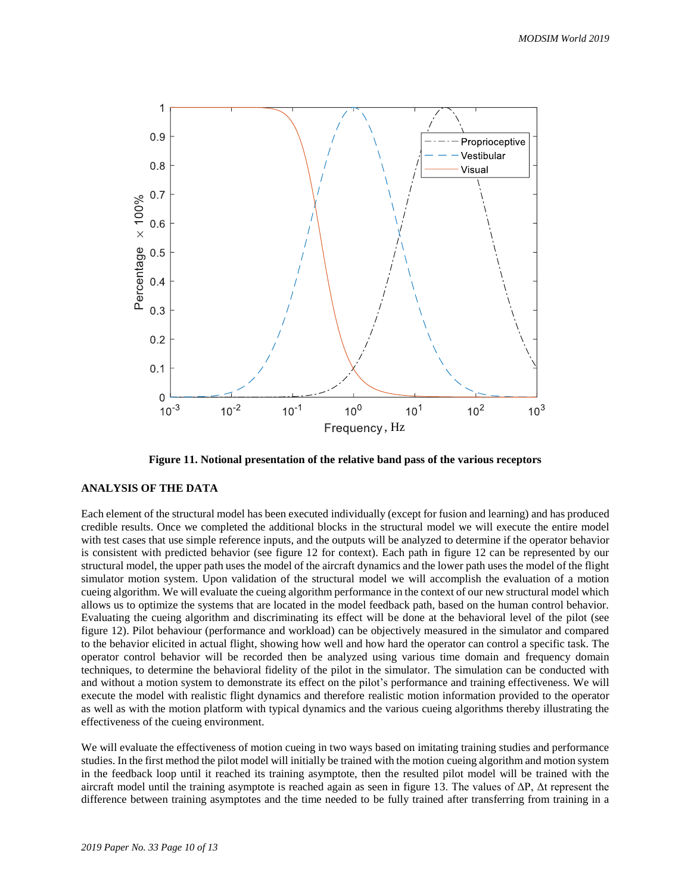Figure 11. Notional presentation of the relative band pass of the various receptors

## ANALYSIS OF THE DATA

Each element of the structural model has been executed individually (except for fusion and learning) and has produced credible results. Once we completed the additional blocks in the structural model we will execute the entire model with test cases that use simple reference inputs, and the outputs will be analyzed to determine if the operator behavior is consistent with predicted behavior (see figure 12 for context). Each path in figure 12 can be represented by our structural model, the upper path uses the model of the aircraft dynamics and the lower path uses the model of the flight simulator motion system. Upon validation of the structural model we will accomplish the evaluation of a motion cueing algorithm. We will evaluate the cueing algorithm performance in the context of our new structural model which allows us to optimize the systems that are located in the model feedback path, based on the human control behavior. Evaluating the cueing algorithm and discriminating its effect will be done at the behavioral level of the pilot (see figure 12). Pilot behaviour (performance and workload) can be objectively measured in the simulator and compared to the behavior elicited in actual flight, showing how well and how hard the operator can control a specific task. The operator control behavior will be recorded then be analyzed using various time domain and frequency domain techniques, to determine the behavioral fidelity of the pilot in the simulator. The simulation can be conducted with and without a motion system to demonstrate its effect on the pilot's performance and training effectiveness. We will execute the model with realistic flight dynamics and therefore realistic motion information provided to the operator as well as with the motion platform with typical dynamics and the various cueing algorithms thereby illustrating the effectiveness of the cueing environment.

We will evaluate the effectiveness of motion cueing in two ways based on imitating training studies and performance studies. In the first method the pilot model will initially be trained with the motion cueing algorithm and motion system in the feedback loop until it reached its training asymptote, then the resulted pilot model will be trained with the aircraft model until the training asymptote is reached again as seen in figure 13. The values of $\Delta P$, $\Delta t$ represent the difference between training asymptotes and the time needed to be fully trained after transferring from training in a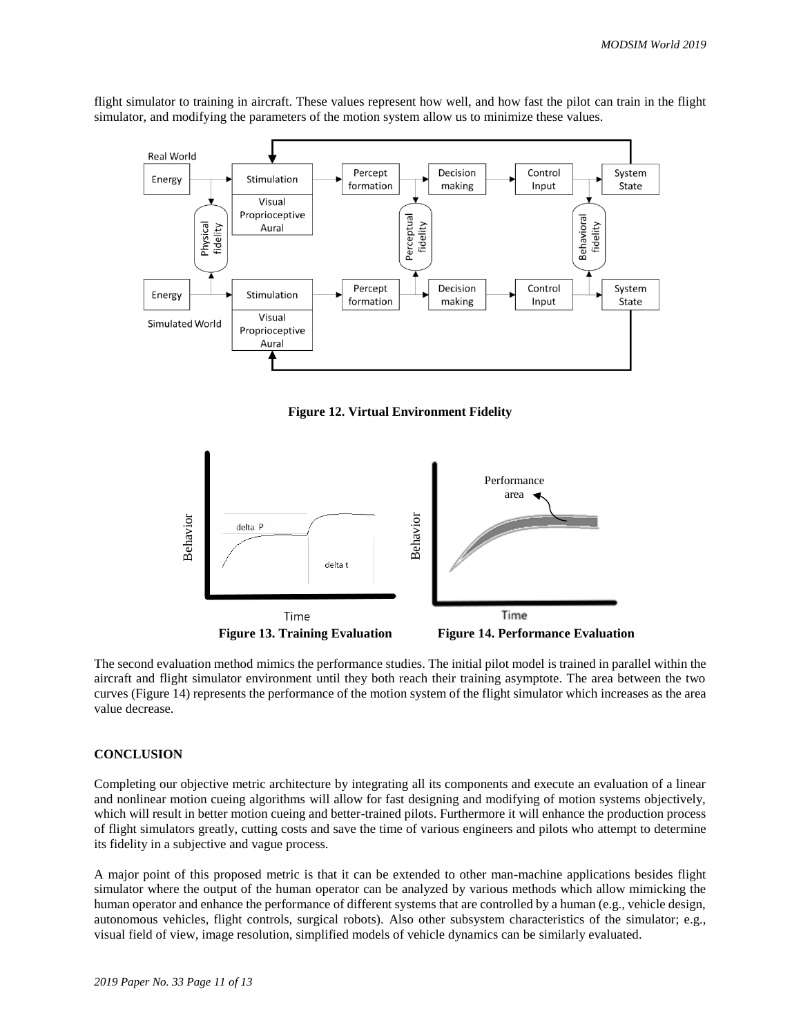flight simulator to training in aircraft. These values represent how well, and how fast the pilot can train in the flight simulator, and modifying the parameters of the motion system allow us to minimize these values.

**Figure 12. Virtual Environment Fidelity**

**Figure 13. Training Evaluation**

**Figure 14. Performance Evaluation**

The second evaluation method mimics the performance studies. The initial pilot model is trained in parallel within the aircraft and flight simulator environment until they both reach their training asymptote. The area between the two curves (Figure 14) represents the performance of the motion system of the flight simulator which increases as the area value decrease.

## CONCLUSION

Completing our objective metric architecture by integrating all its components and execute an evaluation of a linear and nonlinear motion cueing algorithms will allow for fast designing and modifying of motion systems objectively, which will result in better motion cueing and better-trained pilots. Furthermore it will enhance the production process of flight simulators greatly, cutting costs and save the time of various engineers and pilots who attempt to determine its fidelity in a subjective and vague process.

A major point of this proposed metric is that it can be extended to other man-machine applications besides flight simulator where the output of the human operator can be analyzed by various methods which allow mimicking the human operator and enhance the performance of different systems that are controlled by a human (e.g., vehicle design, autonomous vehicles, flight controls, surgical robots). Also other subsystem characteristics of the simulator; e.g., visual field of view, image resolution, simplified models of vehicle dynamics can be similarly evaluated.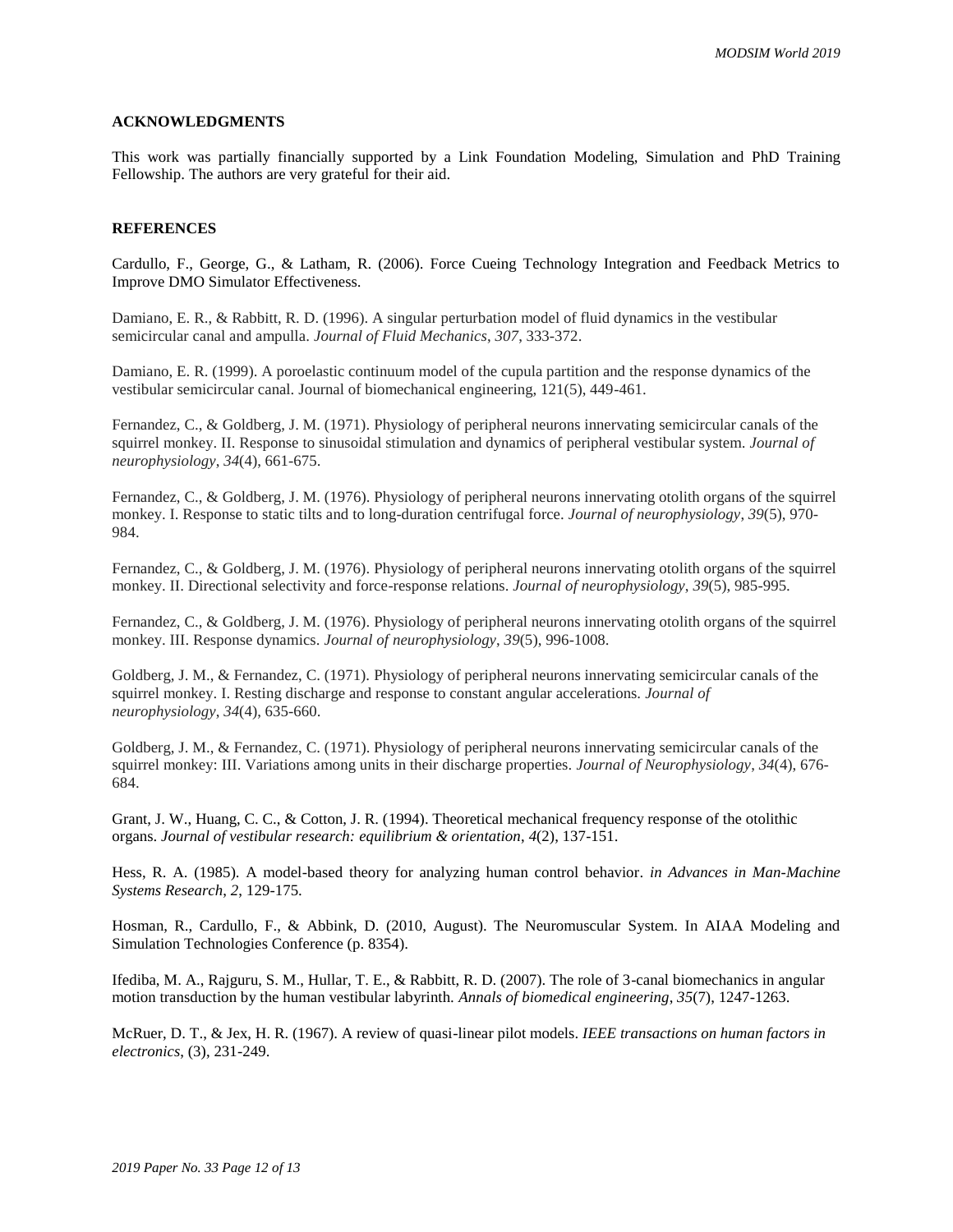## ACKNOWLEDGMENTS

This work was partially financially supported by a Link Foundation Modeling, Simulation and PhD Training Fellowship. The authors are very grateful for their aid.

## REFERENCES

Cardullo, F., George, G., & Latham, R. (2006). Force Cueing Technology Integration and Feedback Metrics to Improve DMO Simulator Effectiveness.

Damiano, E. R., & Rabbitt, R. D. (1996). A singular perturbation model of fluid dynamics in the vestibular semicircular canal and ampulla. *Journal of Fluid Mechanics*, *307*, 333-372.

Damiano, E. R. (1999). A poroelastic continuum model of the cupula partition and the response dynamics of the vestibular semicircular canal. Journal of biomechanical engineering, 121(5), 449-461.

Fernandez, C., & Goldberg, J. M. (1971). Physiology of peripheral neurons innervating semicircular canals of the squirrel monkey. II. Response to sinusoidal stimulation and dynamics of peripheral vestibular system. *Journal of neurophysiology*, *34*(4), 661-675.

Fernandez, C., & Goldberg, J. M. (1976). Physiology of peripheral neurons innervating otolith organs of the squirrel monkey. I. Response to static tilts and to long-duration centrifugal force. *Journal of neurophysiology*, *39*(5), 970-984.

Fernandez, C., & Goldberg, J. M. (1976). Physiology of peripheral neurons innervating otolith organs of the squirrel monkey. II. Directional selectivity and force-response relations. *Journal of neurophysiology*, *39*(5), 985-995.

Fernandez, C., & Goldberg, J. M. (1976). Physiology of peripheral neurons innervating otolith organs of the squirrel monkey. III. Response dynamics. *Journal of neurophysiology*, *39*(5), 996-1008.

Goldberg, J. M., & Fernandez, C. (1971). Physiology of peripheral neurons innervating semicircular canals of the squirrel monkey. I. Resting discharge and response to constant angular accelerations. *Journal of neurophysiology*, *34*(4), 635-660.

Goldberg, J. M., & Fernandez, C. (1971). Physiology of peripheral neurons innervating semicircular canals of the squirrel monkey: III. Variations among units in their discharge properties. *Journal of Neurophysiology*, *34*(4), 676-684.

Grant, J. W., Huang, C. C., & Cotton, J. R. (1994). Theoretical mechanical frequency response of the otolithic organs. *Journal of vestibular research: equilibrium & orientation*, *4*(2), 137-151.

Hess, R. A. (1985). A model-based theory for analyzing human control behavior. *in Advances in Man-Machine Systems Research*, *2*, 129-175.

Hosman, R., Cardullo, F., & Abbink, D. (2010, August). The Neuromuscular System. In AIAA Modeling and Simulation Technologies Conference (p. 8354).

Ifediba, M. A., Rajguru, S. M., Hullar, T. E., & Rabbitt, R. D. (2007). The role of 3-canal biomechanics in angular motion transduction by the human vestibular labyrinth. *Annals of biomedical engineering*, *35*(7), 1247-1263.

McRuer, D. T., & Jex, H. R. (1967). A review of quasi-linear pilot models. *IEEE transactions on human factors in electronics*, (3), 231-249.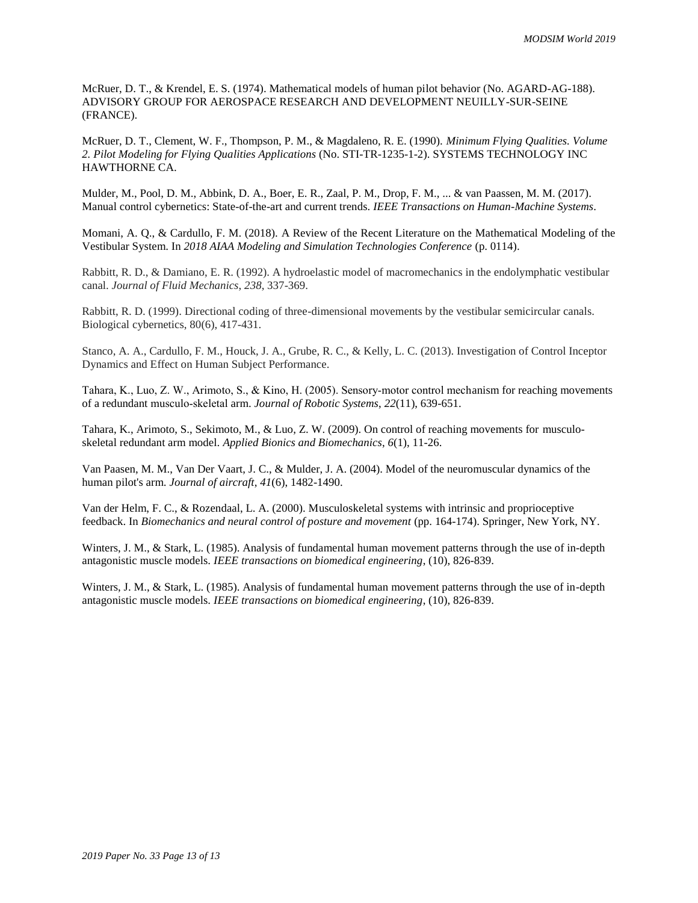McRuer, D. T., & Krendel, E. S. (1974). Mathematical models of human pilot behavior (No. AGARD-AG-188). ADVISORY GROUP FOR AEROSPACE RESEARCH AND DEVELOPMENT NEUILLY-SUR-SEINE (FRANCE).

McRuer, D. T., Clement, W. F., Thompson, P. M., & Magdaleno, R. E. (1990). *Minimum Flying Qualities. Volume 2. Pilot Modeling for Flying Qualities Applications* (No. STI-TR-1235-1-2). SYSTEMS TECHNOLOGY INC HAWTHORNE CA.

Mulder, M., Pool, D. M., Abbink, D. A., Boer, E. R., Zaal, P. M., Drop, F. M., ... & van Paassen, M. M. (2017). Manual control cybernetics: State-of-the-art and current trends. *IEEE Transactions on Human-Machine Systems*.

Momani, A. Q., & Cardullo, F. M. (2018). A Review of the Recent Literature on the Mathematical Modeling of the Vestibular System. In *2018 AIAA Modeling and Simulation Technologies Conference* (p. 0114).

Rabbitt, R. D., & Damiano, E. R. (1992). A hydroelastic model of macromechanics in the endolymphatic vestibular canal. *Journal of Fluid Mechanics*, *238*, 337-369.

Rabbitt, R. D. (1999). Directional coding of three-dimensional movements by the vestibular semicircular canals. Biological cybernetics, 80(6), 417-431.

Stanco, A. A., Cardullo, F. M., Houck, J. A., Grube, R. C., & Kelly, L. C. (2013). Investigation of Control Inceptor Dynamics and Effect on Human Subject Performance.

Tahara, K., Luo, Z. W., Arimoto, S., & Kino, H. (2005). Sensory-motor control mechanism for reaching movements of a redundant musculo-skeletal arm. *Journal of Robotic Systems*, *22*(11), 639-651.

Tahara, K., Arimoto, S., Sekimoto, M., & Luo, Z. W. (2009). On control of reaching movements for musculo-skeletal redundant arm model. *Applied Bionics and Biomechanics*, *6*(1), 11-26.

Van Paasen, M. M., Van Der Vaart, J. C., & Mulder, J. A. (2004). Model of the neuromuscular dynamics of the human pilot's arm. *Journal of aircraft*, *41*(6), 1482-1490.

Van der Helm, F. C., & Rozendaal, L. A. (2000). Musculoskeletal systems with intrinsic and proprioceptive feedback. In *Biomechanics and neural control of posture and movement* (pp. 164-174). Springer, New York, NY.

Winters, J. M., & Stark, L. (1985). Analysis of fundamental human movement patterns through the use of in-depth antagonistic muscle models. *IEEE transactions on biomedical engineering*, (10), 826-839.

Winters, J. M., & Stark, L. (1985). Analysis of fundamental human movement patterns through the use of in-depth antagonistic muscle models. *IEEE transactions on biomedical engineering*, (10), 826-839.